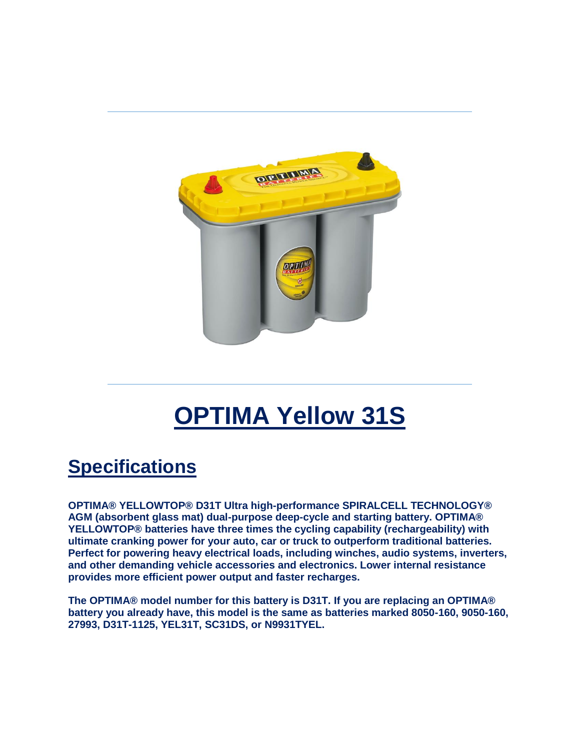# OPTIMA Yellow 31S

## Specifications

**OPTIMA® YELLOWTOP® D31T Ultra high-performance SPIRALCELL TECHNOLOGY® AGM (absorbent glass mat) dual-purpose deep-cycle and starting battery. OPTIMA® YELLOWTOP® batteries have three times the cycling capability (rechargeability) with ultimate cranking power for your auto, car or truck to outperform traditional batteries. Perfect for powering heavy electrical loads, including winches, audio systems, inverters, and other demanding vehicle accessories and electronics. Lower internal resistance provides more efficient power output and faster recharges.**

**The OPTIMA® model number for this battery is D31T. If you are replacing an OPTIMA® battery you already have, this model is the same as batteries marked 8050-160, 9050-160, 27993, D31T-1125, YEL31T, SC31DS, or N9931TYEL.**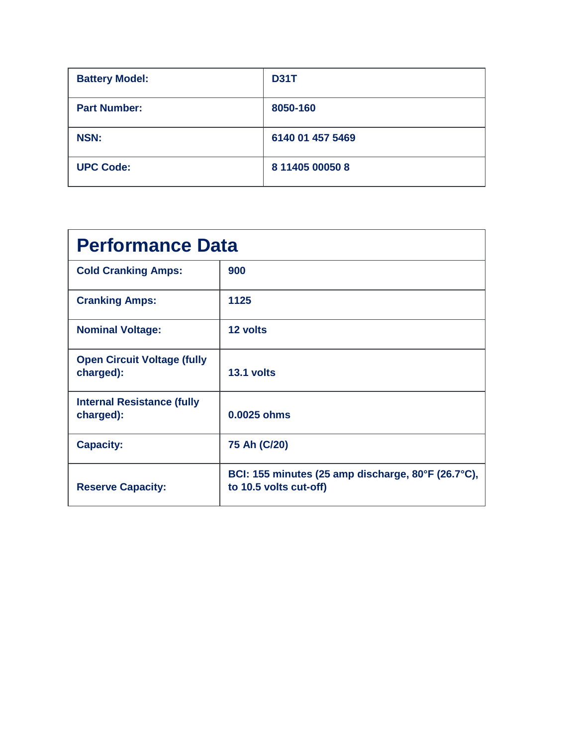| Battery Model: | D31T |
| --- | --- |
| Part Number: | 8050-160 |
| NSN: | 6140 01 457 5469 |
| UPC Code: | 8 11405 00050 8 |

## Performance Data

| Performance Data | |
| --- | --- |
| Cold Cranking Amps: | 900 |
| Cranking Amps: | 1125 |
| Nominal Voltage: | 12 volts |
| Open Circuit Voltage (fully charged): | 13.1 volts |
| Internal Resistance (fully charged): | 0.0025 ohms |
| Capacity: | 75 Ah (C/20) |
| Reserve Capacity: | BCI: 155 minutes (25 amp discharge, 80°F (26.7°C), to 10.5 volts cut-off) |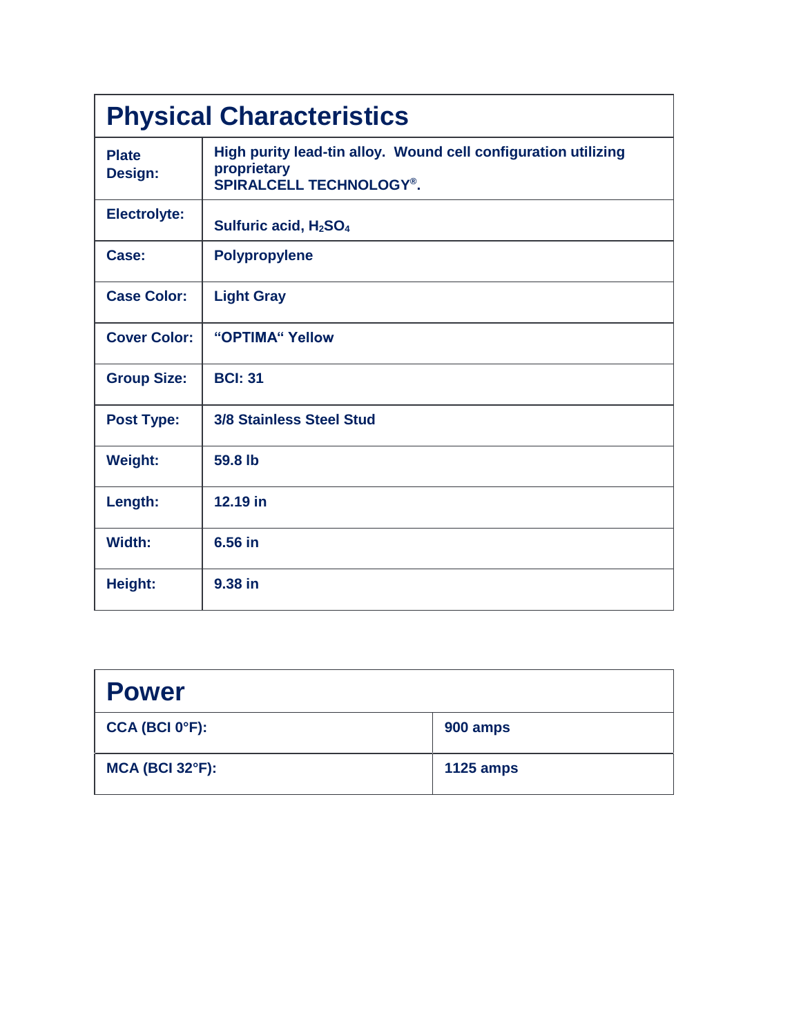## Physical Characteristics

| | |
|---|---|
| **Plate Design:** | **High purity lead-tin alloy. Wound cell configuration utilizing proprietary SPIRALCELL TECHNOLOGY®.** |
| **Electrolyte:** | **Sulfuric acid, $H_2SO_4$** |
| **Case:** | **Polypropylene** |
| **Case Color:** | **Light Gray** |
| **Cover Color:** | **"OPTIMA" Yellow** |
| **Group Size:** | **BCI: 31** |
| **Post Type:** | **3/8 Stainless Steel Stud** |
| **Weight:** | **59.8 lb** |
| **Length:** | **12.19 in** |
| **Width:** | **6.56 in** |
| **Height:** | **9.38 in** |

## Power

| | |
|---|---|
| **CCA (BCI 0°F):** | **900 amps** |
| **MCA (BCI 32°F):** | **1125 amps** |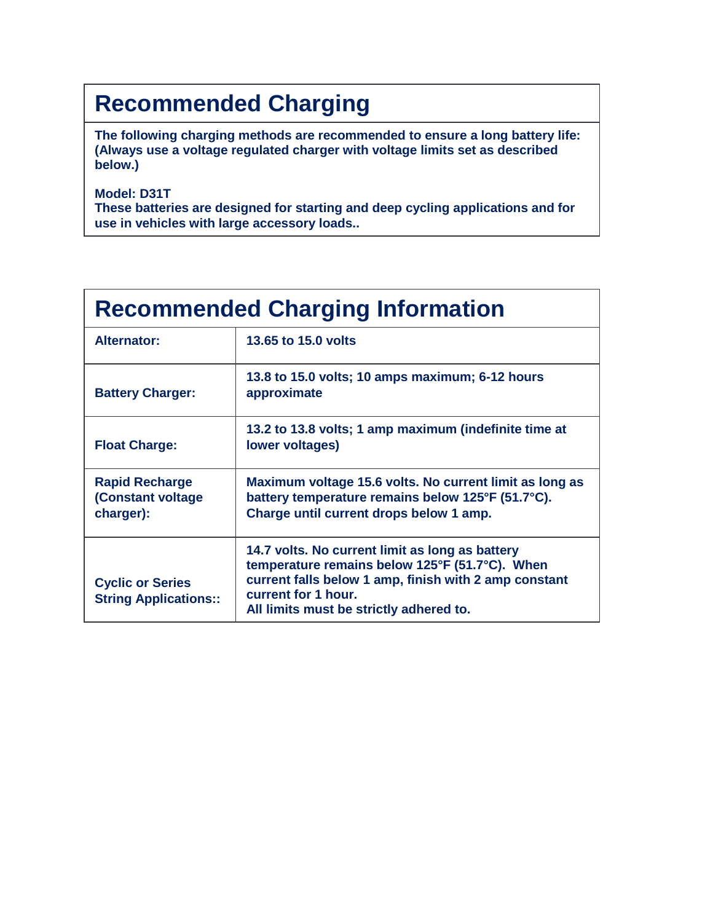## Recommended Charging

**The following charging methods are recommended to ensure a long battery life: (Always use a voltage regulated charger with voltage limits set as described below.)**

**Model: D31T**
**These batteries are designed for starting and deep cycling applications and for use in vehicles with large accessory loads..**

## Recommended Charging Information

| | |
|---|---|
| **Alternator:** | **13.65 to 15.0 volts** |
| **Battery Charger:** | **13.8 to 15.0 volts; 10 amps maximum; 6-12 hours approximate** |
| **Float Charge:** | **13.2 to 13.8 volts; 1 amp maximum (indefinite time at lower voltages)** |
| **Rapid Recharge (Constant voltage charger):** | **Maximum voltage 15.6 volts. No current limit as long as battery temperature remains below 125°F (51.7°C). Charge until current drops below 1 amp.** |
| **Cyclic or Series String Applications::** | **14.7 volts. No current limit as long as battery temperature remains below 125°F (51.7°C). When current falls below 1 amp, finish with 2 amp constant current for 1 hour. All limits must be strictly adhered to.** |